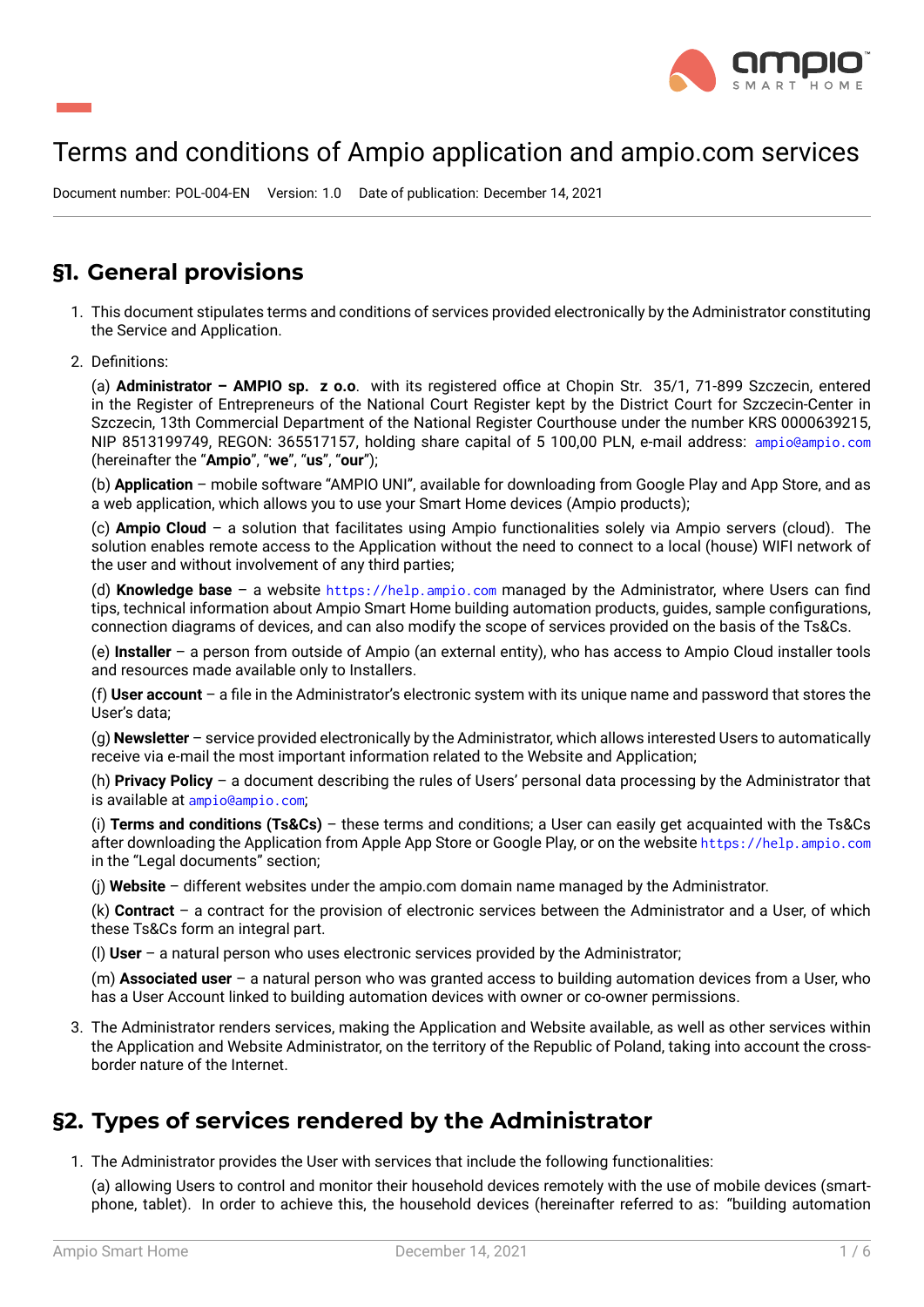# Terms and conditions of Ampio application and ampio.com services

Document number: POL-004-EN Version: 1.0 Date of publication: December 14, 2021

## §1. General provisions

1. This document stipulates terms and conditions of services provided electronically by the Administrator constituting the Service and Application.

2. Definitions:

   (a) **Administrator – AMPIO sp. z o.o**. with its registered office at Chopin Str. 35/1, 71-899 Szczecin, entered in the Register of Entrepreneurs of the National Court Register kept by the District Court for Szczecin-Center in Szczecin, 13th Commercial Department of the National Register Courthouse under the number KRS 0000639215, NIP 8513199749, REGON: 365517157, holding share capital of 5 100,00 PLN, e-mail address: ampio@ampio.com (hereinafter the "**Ampio**", "**we**", "**us**", "**our**");

   (b) **Application** – mobile software "AMPIO UNI", available for downloading from Google Play and App Store, and as a web application, which allows you to use your Smart Home devices (Ampio products);

   (c) **Ampio Cloud** – a solution that facilitates using Ampio functionalities solely via Ampio servers (cloud). The solution enables remote access to the Application without the need to connect to a local (house) WIFI network of the user and without involvement of any third parties;

   (d) **Knowledge base** – a website https://help.ampio.com managed by the Administrator, where Users can find tips, technical information about Ampio Smart Home building automation products, guides, sample configurations, connection diagrams of devices, and can also modify the scope of services provided on the basis of the Ts&Cs.

   (e) **Installer** – a person from outside of Ampio (an external entity), who has access to Ampio Cloud installer tools and resources made available only to Installers.

   (f) **User account** – a file in the Administrator's electronic system with its unique name and password that stores the User's data;

   (g) **Newsletter** – service provided electronically by the Administrator, which allows interested Users to automatically receive via e-mail the most important information related to the Website and Application;

   (h) **Privacy Policy** – a document describing the rules of Users' personal data processing by the Administrator that is available at ampio@ampio.com;

   (i) **Terms and conditions (Ts&Cs)** – these terms and conditions; a User can easily get acquainted with the Ts&Cs after downloading the Application from Apple App Store or Google Play, or on the website https://help.ampio.com in the "Legal documents" section;

   (j) **Website** – different websites under the ampio.com domain name managed by the Administrator.

   (k) **Contract** – a contract for the provision of electronic services between the Administrator and a User, of which these Ts&Cs form an integral part.

   (l) **User** – a natural person who uses electronic services provided by the Administrator;

   (m) **Associated user** – a natural person who was granted access to building automation devices from a User, who has a User Account linked to building automation devices with owner or co-owner permissions.

3. The Administrator renders services, making the Application and Website available, as well as other services within the Application and Website Administrator, on the territory of the Republic of Poland, taking into account the cross-border nature of the Internet.

## §2. Types of services rendered by the Administrator

1. The Administrator provides the User with services that include the following functionalities:

   (a) allowing Users to control and monitor their household devices remotely with the use of mobile devices (smartphone, tablet). In order to achieve this, the household devices (hereinafter referred to as: "building automation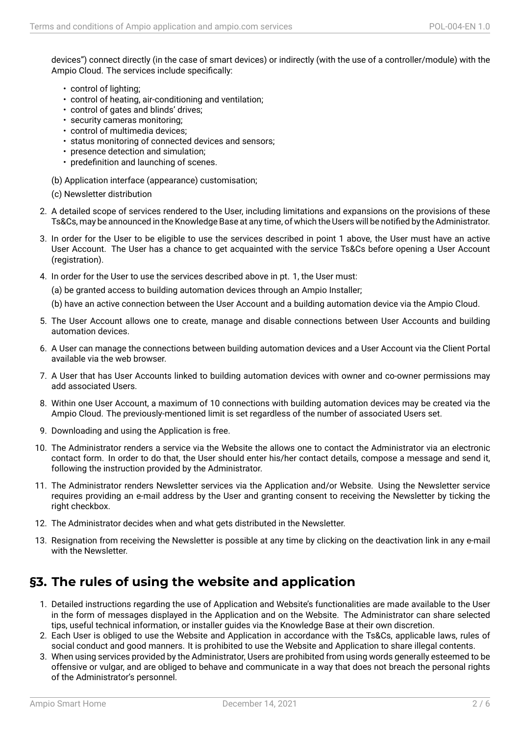devices") connect directly (in the case of smart devices) or indirectly (with the use of a controller/module) with the Ampio Cloud. The services include specifically:

- control of lighting;
- control of heating, air-conditioning and ventilation;
- control of gates and blinds' drives;
- security cameras monitoring;
- control of multimedia devices;
- status monitoring of connected devices and sensors;
- presence detection and simulation;
- predefinition and launching of scenes.

(b) Application interface (appearance) customisation;

(c) Newsletter distribution

2. A detailed scope of services rendered to the User, including limitations and expansions on the provisions of these Ts&Cs, may be announced in the Knowledge Base at any time, of which the Users will be notified by the Administrator.
3. In order for the User to be eligible to use the services described in point 1 above, the User must have an active User Account. The User has a chance to get acquainted with the service Ts&Cs before opening a User Account (registration).
4. In order for the User to use the services described above in pt. 1, the User must:

   (a) be granted access to building automation devices through an Ampio Installer;

   (b) have an active connection between the User Account and a building automation device via the Ampio Cloud.
5. The User Account allows one to create, manage and disable connections between User Accounts and building automation devices.
6. A User can manage the connections between building automation devices and a User Account via the Client Portal available via the web browser.
7. A User that has User Accounts linked to building automation devices with owner and co-owner permissions may add associated Users.
8. Within one User Account, a maximum of 10 connections with building automation devices may be created via the Ampio Cloud. The previously-mentioned limit is set regardless of the number of associated Users set.
9. Downloading and using the Application is free.
10. The Administrator renders a service via the Website the allows one to contact the Administrator via an electronic contact form. In order to do that, the User should enter his/her contact details, compose a message and send it, following the instruction provided by the Administrator.
11. The Administrator renders Newsletter services via the Application and/or Website. Using the Newsletter service requires providing an e-mail address by the User and granting consent to receiving the Newsletter by ticking the right checkbox.
12. The Administrator decides when and what gets distributed in the Newsletter.
13. Resignation from receiving the Newsletter is possible at any time by clicking on the deactivation link in any e-mail with the Newsletter.

## §3. The rules of using the website and application

1. Detailed instructions regarding the use of Application and Website's functionalities are made available to the User in the form of messages displayed in the Application and on the Website. The Administrator can share selected tips, useful technical information, or installer guides via the Knowledge Base at their own discretion.
2. Each User is obliged to use the Website and Application in accordance with the Ts&Cs, applicable laws, rules of social conduct and good manners. It is prohibited to use the Website and Application to share illegal contents.
3. When using services provided by the Administrator, Users are prohibited from using words generally esteemed to be offensive or vulgar, and are obliged to behave and communicate in a way that does not breach the personal rights of the Administrator's personnel.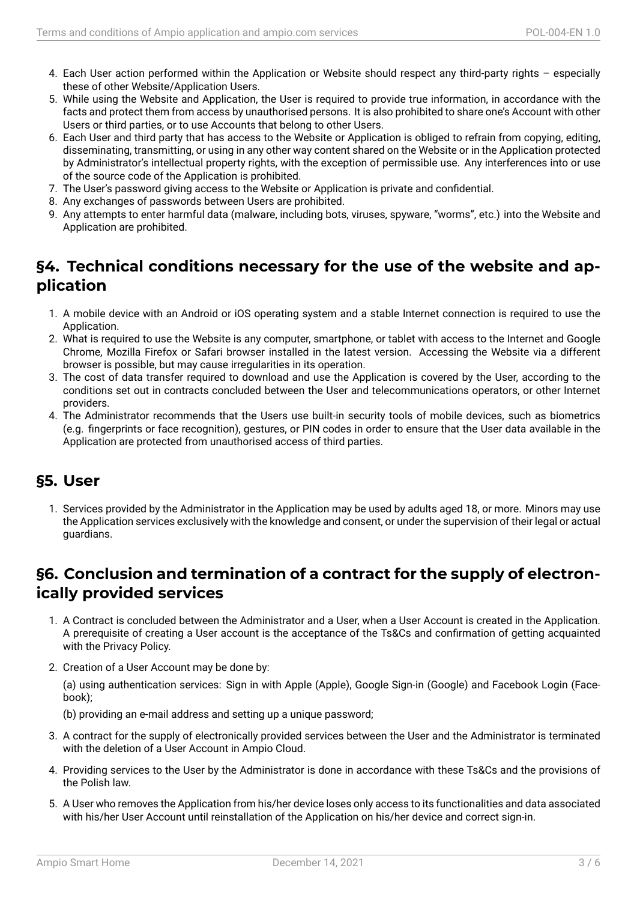4. Each User action performed within the Application or Website should respect any third-party rights – especially these of other Website/Application Users.
5. While using the Website and Application, the User is required to provide true information, in accordance with the facts and protect them from access by unauthorised persons. It is also prohibited to share one's Account with other Users or third parties, or to use Accounts that belong to other Users.
6. Each User and third party that has access to the Website or Application is obliged to refrain from copying, editing, disseminating, transmitting, or using in any other way content shared on the Website or in the Application protected by Administrator's intellectual property rights, with the exception of permissible use. Any interferences into or use of the source code of the Application is prohibited.
7. The User's password giving access to the Website or Application is private and confidential.
8. Any exchanges of passwords between Users are prohibited.
9. Any attempts to enter harmful data (malware, including bots, viruses, spyware, "worms", etc.) into the Website and Application are prohibited.

## §4. Technical conditions necessary for the use of the website and application

1. A mobile device with an Android or iOS operating system and a stable Internet connection is required to use the Application.
2. What is required to use the Website is any computer, smartphone, or tablet with access to the Internet and Google Chrome, Mozilla Firefox or Safari browser installed in the latest version. Accessing the Website via a different browser is possible, but may cause irregularities in its operation.
3. The cost of data transfer required to download and use the Application is covered by the User, according to the conditions set out in contracts concluded between the User and telecommunications operators, or other Internet providers.
4. The Administrator recommends that the Users use built-in security tools of mobile devices, such as biometrics (e.g. fingerprints or face recognition), gestures, or PIN codes in order to ensure that the User data available in the Application are protected from unauthorised access of third parties.

## §5. User

1. Services provided by the Administrator in the Application may be used by adults aged 18, or more. Minors may use the Application services exclusively with the knowledge and consent, or under the supervision of their legal or actual guardians.

## §6. Conclusion and termination of a contract for the supply of electronically provided services

1. A Contract is concluded between the Administrator and a User, when a User Account is created in the Application. A prerequisite of creating a User account is the acceptance of the Ts&Cs and confirmation of getting acquainted with the Privacy Policy.

2. Creation of a User Account may be done by:

   (a) using authentication services: Sign in with Apple (Apple), Google Sign-in (Google) and Facebook Login (Facebook);

   (b) providing an e-mail address and setting up a unique password;

3. A contract for the supply of electronically provided services between the User and the Administrator is terminated with the deletion of a User Account in Ampio Cloud.

4. Providing services to the User by the Administrator is done in accordance with these Ts&Cs and the provisions of the Polish law.

5. A User who removes the Application from his/her device loses only access to its functionalities and data associated with his/her User Account until reinstallation of the Application on his/her device and correct sign-in.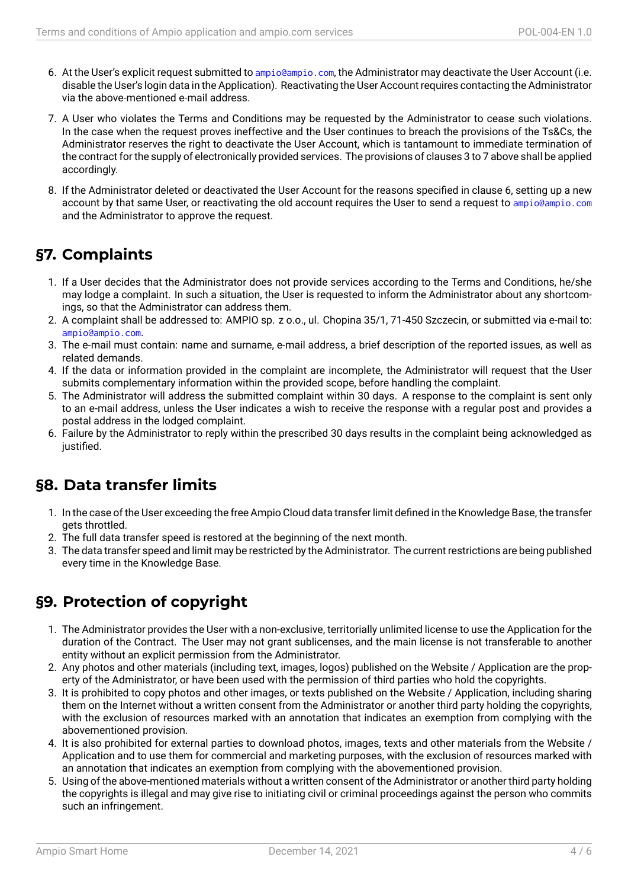6. At the User's explicit request submitted to ampio@ampio.com, the Administrator may deactivate the User Account (i.e. disable the User's login data in the Application). Reactivating the User Account requires contacting the Administrator via the above-mentioned e-mail address.
7. A User who violates the Terms and Conditions may be requested by the Administrator to cease such violations. In the case when the request proves ineffective and the User continues to breach the provisions of the Ts&Cs, the Administrator reserves the right to deactivate the User Account, which is tantamount to immediate termination of the contract for the supply of electronically provided services. The provisions of clauses 3 to 7 above shall be applied accordingly.
8. If the Administrator deleted or deactivated the User Account for the reasons specified in clause 6, setting up a new account by that same User, or reactivating the old account requires the User to send a request to ampio@ampio.com and the Administrator to approve the request.

## §7. Complaints

1. If a User decides that the Administrator does not provide services according to the Terms and Conditions, he/she may lodge a complaint. In such a situation, the User is requested to inform the Administrator about any shortcomings, so that the Administrator can address them.
2. A complaint shall be addressed to: AMPIO sp. z o.o., ul. Chopina 35/1, 71-450 Szczecin, or submitted via e-mail to: ampio@ampio.com.
3. The e-mail must contain: name and surname, e-mail address, a brief description of the reported issues, as well as related demands.
4. If the data or information provided in the complaint are incomplete, the Administrator will request that the User submits complementary information within the provided scope, before handling the complaint.
5. The Administrator will address the submitted complaint within 30 days. A response to the complaint is sent only to an e-mail address, unless the User indicates a wish to receive the response with a regular post and provides a postal address in the lodged complaint.
6. Failure by the Administrator to reply within the prescribed 30 days results in the complaint being acknowledged as justified.

## §8. Data transfer limits

1. In the case of the User exceeding the free Ampio Cloud data transfer limit defined in the Knowledge Base, the transfer gets throttled.
2. The full data transfer speed is restored at the beginning of the next month.
3. The data transfer speed and limit may be restricted by the Administrator. The current restrictions are being published every time in the Knowledge Base.

## §9. Protection of copyright

1. The Administrator provides the User with a non-exclusive, territorially unlimited license to use the Application for the duration of the Contract. The User may not grant sublicenses, and the main license is not transferable to another entity without an explicit permission from the Administrator.
2. Any photos and other materials (including text, images, logos) published on the Website / Application are the property of the Administrator, or have been used with the permission of third parties who hold the copyrights.
3. It is prohibited to copy photos and other images, or texts published on the Website / Application, including sharing them on the Internet without a written consent from the Administrator or another third party holding the copyrights, with the exclusion of resources marked with an annotation that indicates an exemption from complying with the abovementioned provision.
4. It is also prohibited for external parties to download photos, images, texts and other materials from the Website / Application and to use them for commercial and marketing purposes, with the exclusion of resources marked with an annotation that indicates an exemption from complying with the abovementioned provision.
5. Using of the above-mentioned materials without a written consent of the Administrator or another third party holding the copyrights is illegal and may give rise to initiating civil or criminal proceedings against the person who commits such an infringement.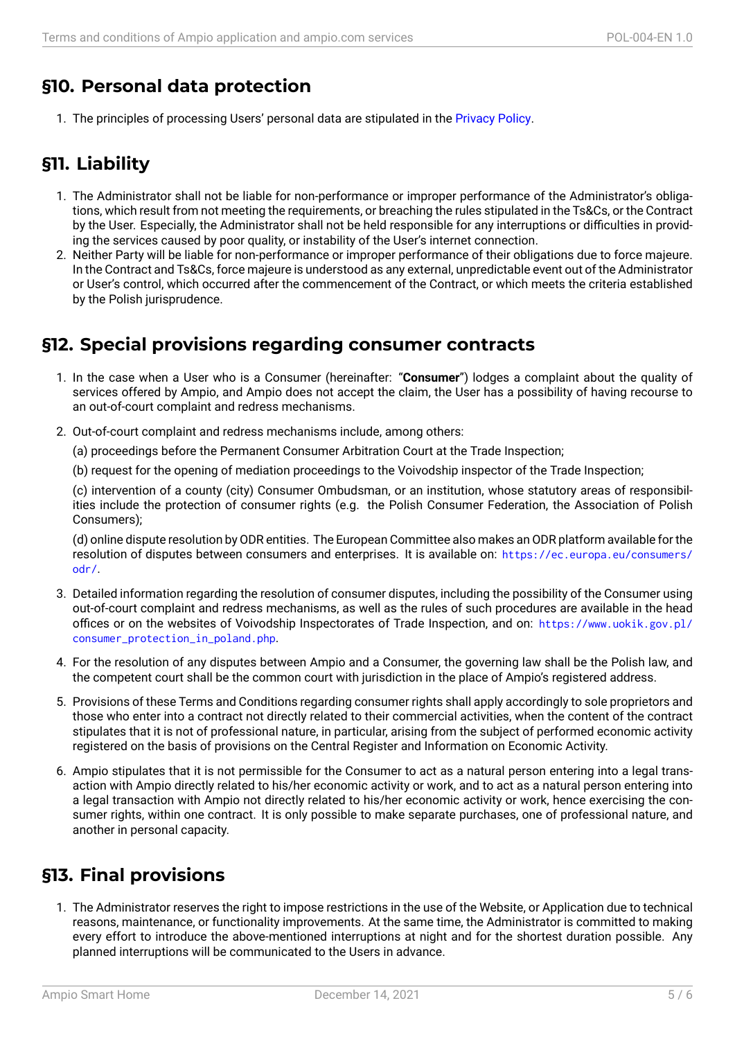## §10. Personal data protection

1. The principles of processing Users' personal data are stipulated in the Privacy Policy.

## §11. Liability

1. The Administrator shall not be liable for non-performance or improper performance of the Administrator's obligations, which result from not meeting the requirements, or breaching the rules stipulated in the Ts&Cs, or the Contract by the User. Especially, the Administrator shall not be held responsible for any interruptions or difficulties in providing the services caused by poor quality, or instability of the User's internet connection.
2. Neither Party will be liable for non-performance or improper performance of their obligations due to force majeure. In the Contract and Ts&Cs, force majeure is understood as any external, unpredictable event out of the Administrator or User's control, which occurred after the commencement of the Contract, or which meets the criteria established by the Polish jurisprudence.

## §12. Special provisions regarding consumer contracts

1. In the case when a User who is a Consumer (hereinafter: "**Consumer**") lodges a complaint about the quality of services offered by Ampio, and Ampio does not accept the claim, the User has a possibility of having recourse to an out-of-court complaint and redress mechanisms.
2. Out-of-court complaint and redress mechanisms include, among others:

   (a) proceedings before the Permanent Consumer Arbitration Court at the Trade Inspection;

   (b) request for the opening of mediation proceedings to the Voivodship inspector of the Trade Inspection;

   (c) intervention of a county (city) Consumer Ombudsman, or an institution, whose statutory areas of responsibilities include the protection of consumer rights (e.g. the Polish Consumer Federation, the Association of Polish Consumers);

   (d) online dispute resolution by ODR entities. The European Committee also makes an ODR platform available for the resolution of disputes between consumers and enterprises. It is available on: `https://ec.europa.eu/consumers/odr/`.
3. Detailed information regarding the resolution of consumer disputes, including the possibility of the Consumer using out-of-court complaint and redress mechanisms, as well as the rules of such procedures are available in the head offices or on the websites of Voivodship Inspectorates of Trade Inspection, and on: `https://www.uokik.gov.pl/consumer_protection_in_poland.php`.
4. For the resolution of any disputes between Ampio and a Consumer, the governing law shall be the Polish law, and the competent court shall be the common court with jurisdiction in the place of Ampio's registered address.
5. Provisions of these Terms and Conditions regarding consumer rights shall apply accordingly to sole proprietors and those who enter into a contract not directly related to their commercial activities, when the content of the contract stipulates that it is not of professional nature, in particular, arising from the subject of performed economic activity registered on the basis of provisions on the Central Register and Information on Economic Activity.
6. Ampio stipulates that it is not permissible for the Consumer to act as a natural person entering into a legal transaction with Ampio directly related to his/her economic activity or work, and to act as a natural person entering into a legal transaction with Ampio not directly related to his/her economic activity or work, hence exercising the consumer rights, within one contract. It is only possible to make separate purchases, one of professional nature, and another in personal capacity.

## §13. Final provisions

1. The Administrator reserves the right to impose restrictions in the use of the Website, or Application due to technical reasons, maintenance, or functionality improvements. At the same time, the Administrator is committed to making every effort to introduce the above-mentioned interruptions at night and for the shortest duration possible. Any planned interruptions will be communicated to the Users in advance.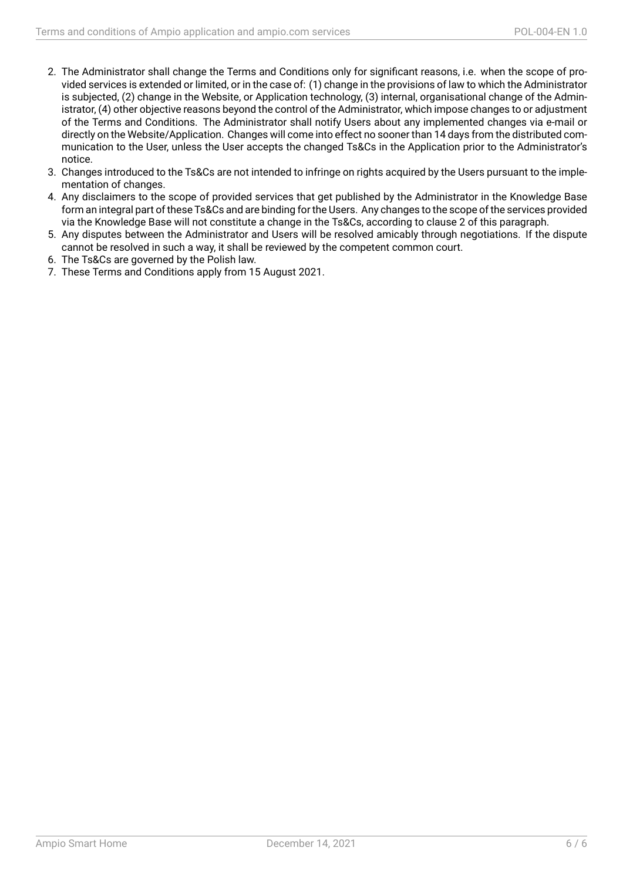2. The Administrator shall change the Terms and Conditions only for significant reasons, i.e. when the scope of provided services is extended or limited, or in the case of: (1) change in the provisions of law to which the Administrator is subjected, (2) change in the Website, or Application technology, (3) internal, organisational change of the Administrator, (4) other objective reasons beyond the control of the Administrator, which impose changes to or adjustment of the Terms and Conditions. The Administrator shall notify Users about any implemented changes via e-mail or directly on the Website/Application. Changes will come into effect no sooner than 14 days from the distributed communication to the User, unless the User accepts the changed Ts&Cs in the Application prior to the Administrator's notice.
3. Changes introduced to the Ts&Cs are not intended to infringe on rights acquired by the Users pursuant to the implementation of changes.
4. Any disclaimers to the scope of provided services that get published by the Administrator in the Knowledge Base form an integral part of these Ts&Cs and are binding for the Users. Any changes to the scope of the services provided via the Knowledge Base will not constitute a change in the Ts&Cs, according to clause 2 of this paragraph.
5. Any disputes between the Administrator and Users will be resolved amicably through negotiations. If the dispute cannot be resolved in such a way, it shall be reviewed by the competent common court.
6. The Ts&Cs are governed by the Polish law.
7. These Terms and Conditions apply from 15 August 2021.